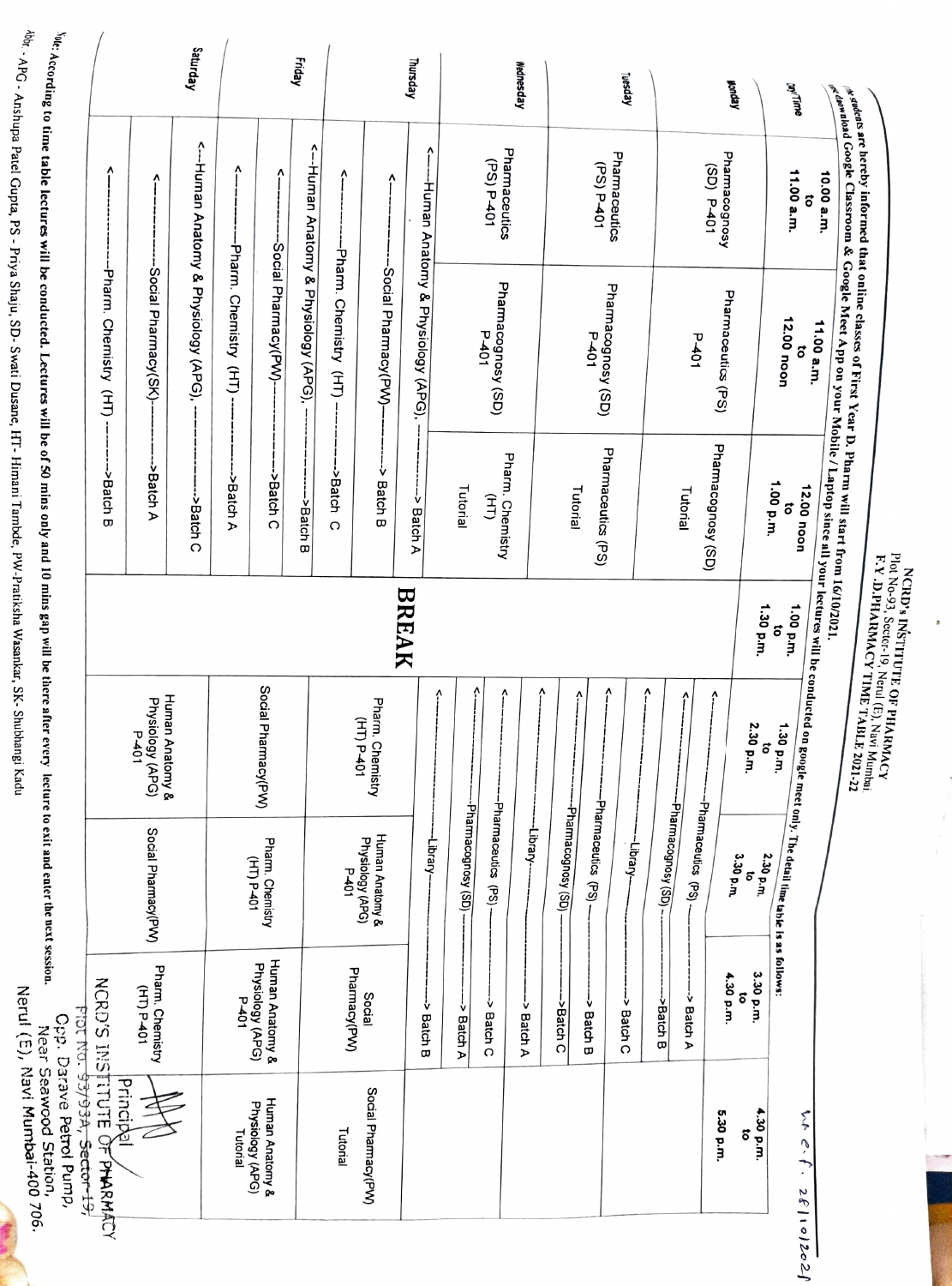# NCRD's INSTITUTE OF PHARMACY

Plot No-93, Sector-19, Nerul (E), Navi Mumbai

**F.Y. D.PHARMACY TIME TABLE 2021-22**

w.e.f. 28/10/2021

All the students are hereby informed that online classes of First Year D. Pharm will start from 16/10/2021. Please download Google Classroom & Google Meet App on your Mobile / Laptop since all your lectures will be conducted on google meet only. The detail time table is as follows:

| Day/Time | 10.00 a.m. to 11.00 a.m. | 11.00 a.m. to 12.00 noon | 12.00 noon to 1.00 p.m. | 1.00 p.m. to 1.30 p.m. | 1.30 p.m. to 2.30 p.m. | 2.30 p.m. to 3.30 p.m. | 3.30 p.m. to 4.30 p.m. | 4.30 p.m. to 5.30 p.m. |
|---|---|---|---|---|---|---|---|---|
| Monday | Pharmacognosy (SD) P-401 | Pharmaceutics (PS) P-401 | Pharmacognosy (SD) Tutorial | BREAK | <------Pharmaceutics (PS)------> Batch A | | | |
| | | | | | <------Pharmacognosy (SD)------> Batch B | | | |
| Tuesday | Pharmaceutics (PS) P-401 | Pharmacognosy (SD) P-401 | Pharmaceutics (PS) Tutorial | | <------Library------> Batch C | | | |
| | | | | | <------Pharmaceutics (PS)------> Batch B | | | |
| | | | | | <------Pharmacognosy (SD)------> Batch C | | | |
| Wednesday | Pharmaceutics (PS) P-401 | Pharmacognosy (SD) P-401 | Pharm. Chemistry (HT) Tutorial | | <------Library------> Batch A | | | |
| | | | | | <------Pharmaceutics (PS)------> Batch C | | | |
| | | | | | <------Pharmacognosy (SD)------> Batch A | | | |
| | | | | | <------Library------> Batch B | | | |
| Thursday | <------Human Anatomy & Physiology (APG)------> Batch A | | | | Pharm. Chemistry (HT) P-401 | Human Anatomy & Physiology (APG) P-401 | Social Pharmacy(PW) | Social Pharmacy(PW) Tutorial |
| | <------Social Pharmacy(PW)------> Batch B | | | | | | | |
| | <------Pharm. Chemistry (HT)------> Batch C | | | | | | | |
| Friday | <------Human Anatomy & Physiology (APG)------> Batch B | | | | Social Pharmacy(PW) | Pharm. Chemistry (HT) P-401 | Human Anatomy & Physiology (APG) P-401 | Human Anatomy & Physiology (APG) Tutorial |
| | <------Social Pharmacy(PW)------> Batch C | | | | | | | |
| | <------Pharm. Chemistry (HT)------> Batch A | | | | | | | |
| Saturday | <------Human Anatomy & Physiology (APG)------> Batch C | | | | Human Anatomy & Physiology (APG) P-401 | Social Pharmacy(PW) | Pharm. Chemistry (HT) P-401 | |
| | <------Social Pharmacy(SK)------> Batch A | | | | | | | |
| | <------Pharm. Chemistry (HT)------> Batch B | | | | | | | |

Principal

NCRD'S INSTITUTE OF PHARMACY
Plot No. 93/93A, Sector-19,
Opp. Darave Petrol Pump,
Near Seawood Station,
Nerul (E), Navi Mumbai-400 706.

Note: According to time table lectures will be conducted. Lectures will be of 50 mins only and 10 mins gap will be there after every lecture to exit and enter the next session.

Abbr. - APG - Anshupa Patel Gupta, PS - Priya Shaju, SD- Swati Dusane, HT- Himani Tambde, PW-Pratiksha Wasankar, SK- Shubhangi Kadu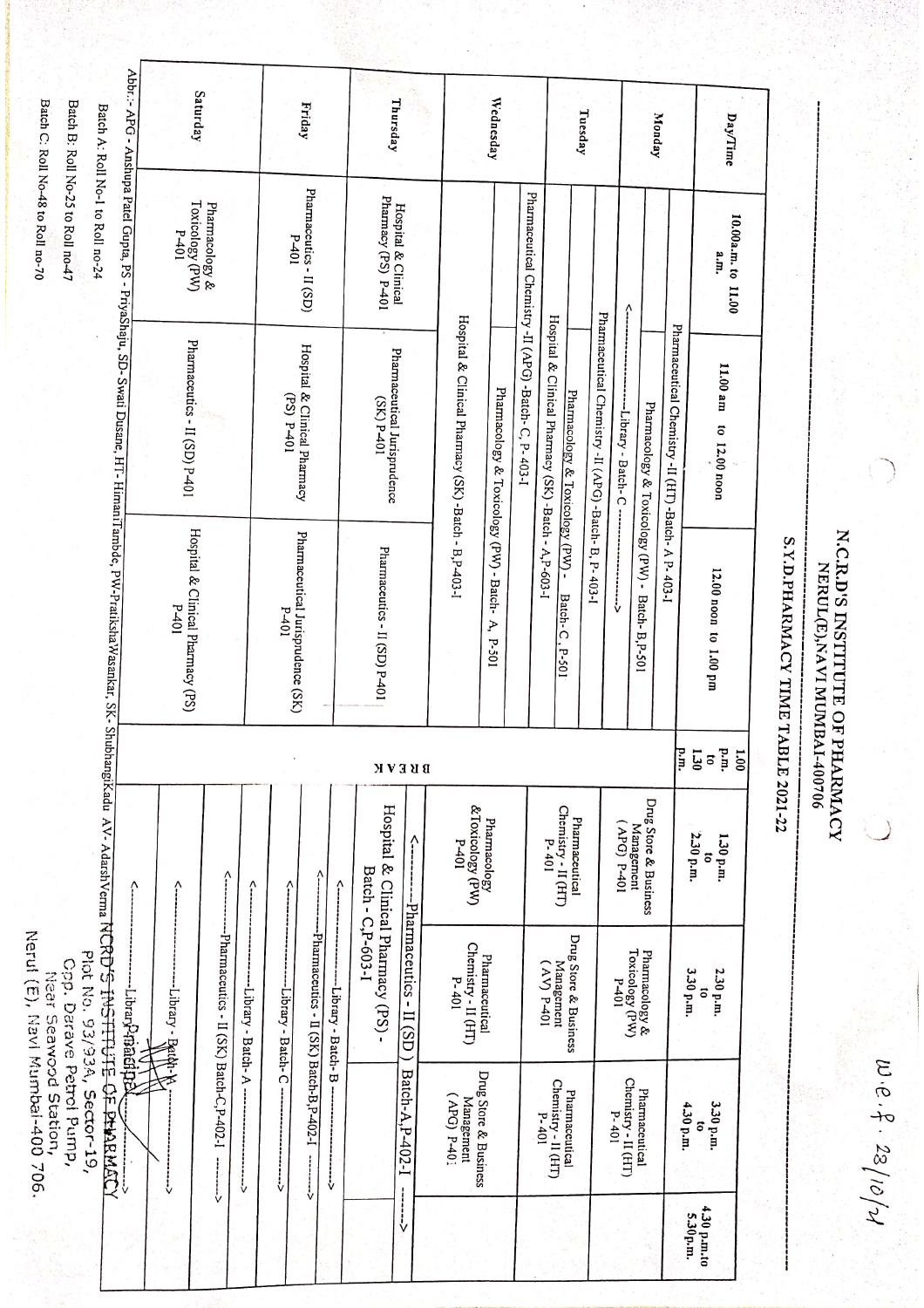w.e.f. 23/10/21

# N.C.R.D'S INSTITUTE OF PHARMACY

NERUL(E),NAVI MUMBAI-400706

## S.Y.D.PHARMACY TIME TABLE 2021-22

| Day/Time | 10.00a.m. to 11.00 a.m. | 11.00 am to 12.00 noon | 12.00 noon to 1.00 pm | 1.00 p.m. to 1.30 p.m. | 1.30 p.m. to 2.30 p.m. | 2.30 p.m. to 3.30 p.m. | 3.30 p.m. to 4.30 p.m. | 4.30 p.m.to 5.30p.m. |
|---|---|---|---|---|---|---|---|---|
| Monday | Pharmaceutical Chemistry -II (HT) -Batch- A P- 403-I | | | BREAK | Drug Store & Business Management (APG) P-401 | Pharmacology & Toxicology (PW) P-401 | Pharmaceutical Chemistry - II (HT) P- 401 | |
| | Pharmacology & Toxicology (PW) - Batch-B,P-501 | | | | | | | |
| | <-------------------Library - Batch-C -------------------> | | | | | | | |
| Tuesday | Pharmaceutical Chemistry -II (APG) -Batch- B, P- 403-I | | | | Pharmaceutical Chemistry - II (HT) P- 401 | Drug Store & Business Management (AV) P-401 | Pharmaceutical Chemistry - II (HT) P- 401 | |
| | Pharmacology & Toxicology (PW) - Batch- C , P-501 | | | | | | | |
| | Hospital & Clinical Pharmacy (SK) -Batch - A,P-603-I | | | | | | | |
| Wednesday | Pharmaceutical Chemistry -II (APG) -Batch- C, P- 403-I | | | | Pharmacology & Toxicology (PW) P-401 | Pharmaceutical Chemistry - II (HT) P- 401 | Drug Store & Business Management (APG) P-401 | |
| | Pharmacology & Toxicology (PW) - Batch- A, P-501 | | | | | | | |
| | Hospital & Clinical Pharmacy (SK) -Batch - B,P-403-I | | | | | | | |
| Thursday | Hospital & Clinical Pharmacy (PS) P-401 | Pharmaceutical Jurisprudence (SK) P-401 | Pharmaceutics - II (SD) P-401 | | <--------Pharmaceutics - II (SD ) Batch-A,P-402-I --------> | | | |
| | | | | | Hospital & Clinical Pharmacy (PS) - Batch - C,P-603-I | | | |
| | | | | | <--------Library - Batch - B --------> | | | |
| Friday | Pharmaceutics - II (SD) P-401 | Hospital & Clinical Pharmacy (PS) P-401 | Pharmaceutical Jurisprudence (SK) P-401 | | <--------Pharmaceutics - II (SK) Batch-B,P-402-I --------> | | | |
| | | | | | <--------Library - Batch- C --------> | | | |
| | | | | | <--------Library - Batch - A --------> | | | |
| Saturday | Pharmacology & Toxicology (PW) P-401 | Pharmaceutics - II (SD) P-401 | Hospital & Clinical Pharmacy (PS) P-401 | | <--------Pharmaceutics - II (SK) Batch-C,P-402-I --------> | | | |
| | | | | | <--------Library - Batch- A --------> | | | |
| | | | | | <--------Library - Batch-B --------> | | | |

Abbr.:- APG - Anshupa Patel Gupta, PS - PriyaShau, SD- Swati Dusane, HT- HimaniTambde, PW-PratikshaWasankar, SK- ShubhangiKadu AV- AdarshVerma

Batch A: Roll No-1 to Roll no-24

Batch B: Roll No-25 to Roll no-47

Batch C: Roll No-48 to Roll no-70

Principal

NCRD'S INSTITUTE OF PHARMACY
Plot No. 93/93A, Sector-19,
Opp. Darave Petrol Pump,
Near Seawood Station,
Nerul (E), Navi Mumbai-400 706.